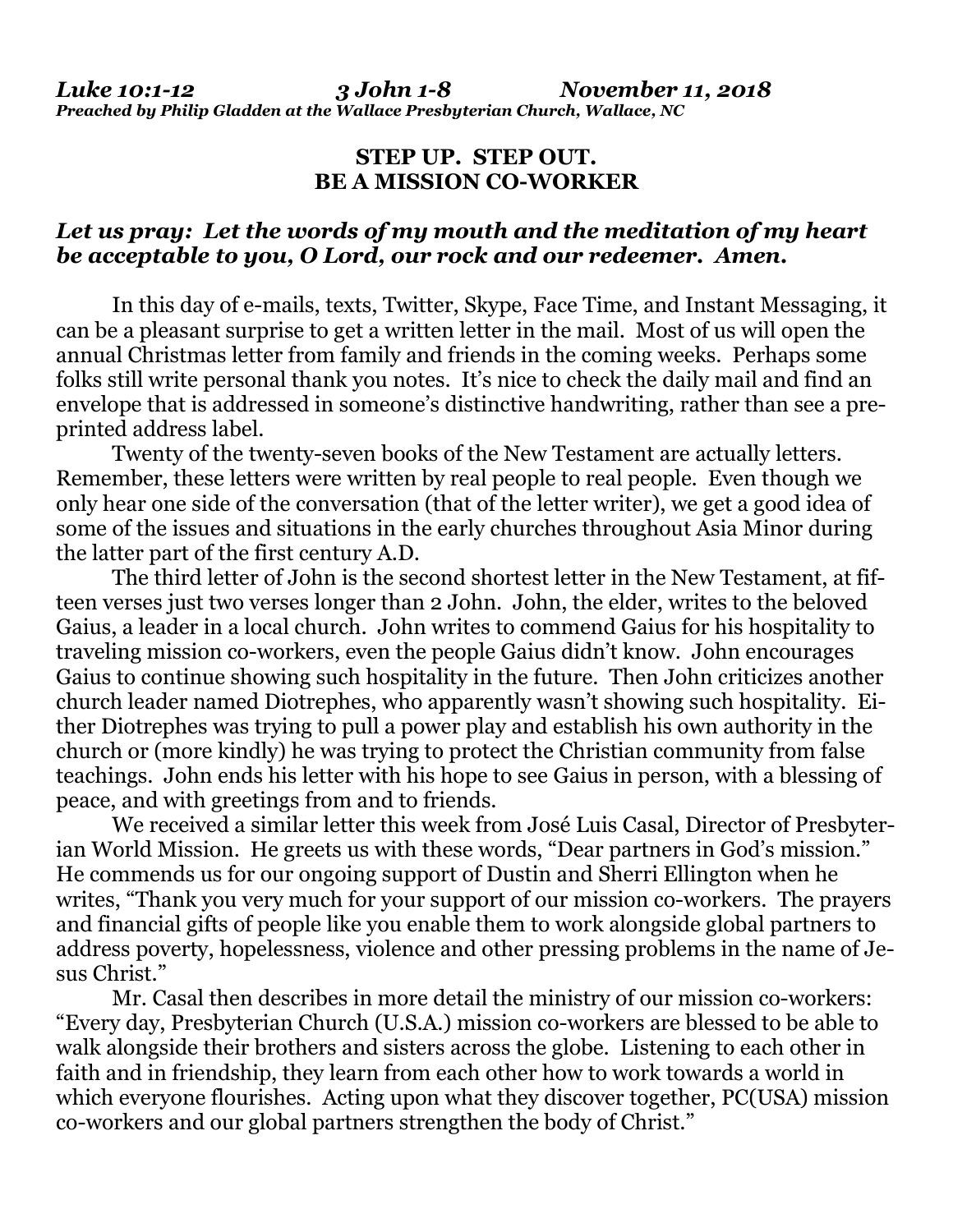*Luke 10:1-12 3 John 1-8 November 11, 2018*
*Preached by Philip Gladden at the Wallace Presbyterian Church, Wallace, NC*

# STEP UP. STEP OUT. BE A MISSION CO-WORKER

***Let us pray: Let the words of my mouth and the meditation of my heart be acceptable to you, O Lord, our rock and our redeemer. Amen.***

In this day of e-mails, texts, Twitter, Skype, Face Time, and Instant Messaging, it can be a pleasant surprise to get a written letter in the mail. Most of us will open the annual Christmas letter from family and friends in the coming weeks. Perhaps some folks still write personal thank you notes. It's nice to check the daily mail and find an envelope that is addressed in someone's distinctive handwriting, rather than see a pre-printed address label.

Twenty of the twenty-seven books of the New Testament are actually letters. Remember, these letters were written by real people to real people. Even though we only hear one side of the conversation (that of the letter writer), we get a good idea of some of the issues and situations in the early churches throughout Asia Minor during the latter part of the first century A.D.

The third letter of John is the second shortest letter in the New Testament, at fifteen verses just two verses longer than 2 John. John, the elder, writes to the beloved Gaius, a leader in a local church. John writes to commend Gaius for his hospitality to traveling mission co-workers, even the people Gaius didn't know. John encourages Gaius to continue showing such hospitality in the future. Then John criticizes another church leader named Diotrephes, who apparently wasn't showing such hospitality. Either Diotrephes was trying to pull a power play and establish his own authority in the church or (more kindly) he was trying to protect the Christian community from false teachings. John ends his letter with his hope to see Gaius in person, with a blessing of peace, and with greetings from and to friends.

We received a similar letter this week from José Luis Casal, Director of Presbyterian World Mission. He greets us with these words, "Dear partners in God's mission." He commends us for our ongoing support of Dustin and Sherri Ellington when he writes, "Thank you very much for your support of our mission co-workers. The prayers and financial gifts of people like you enable them to work alongside global partners to address poverty, hopelessness, violence and other pressing problems in the name of Jesus Christ."

Mr. Casal then describes in more detail the ministry of our mission co-workers: "Every day, Presbyterian Church (U.S.A.) mission co-workers are blessed to be able to walk alongside their brothers and sisters across the globe. Listening to each other in faith and in friendship, they learn from each other how to work towards a world in which everyone flourishes. Acting upon what they discover together, PC(USA) mission co-workers and our global partners strengthen the body of Christ."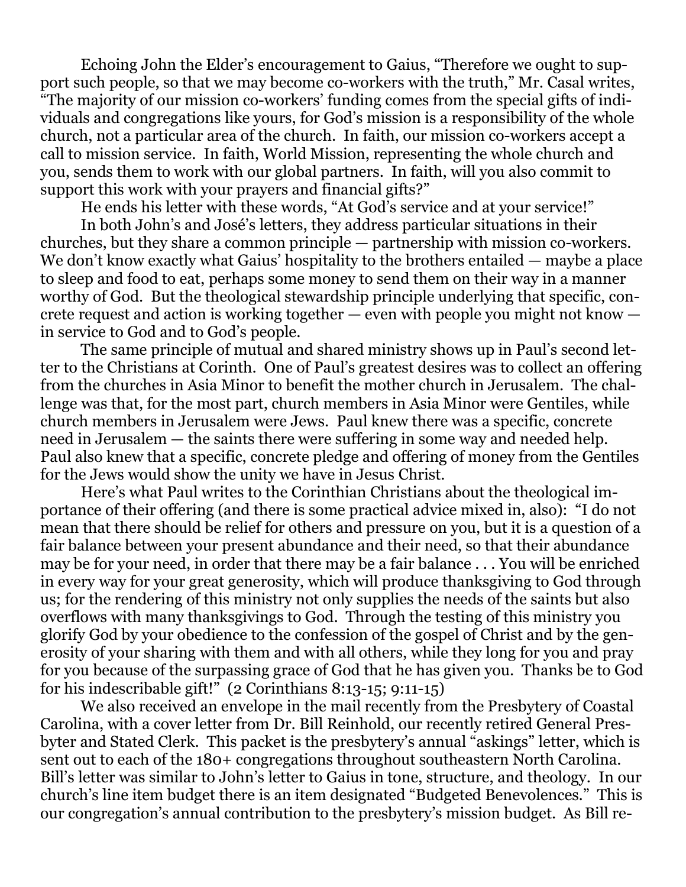Echoing John the Elder's encouragement to Gaius, "Therefore we ought to support such people, so that we may become co-workers with the truth," Mr. Casal writes, "The majority of our mission co-workers' funding comes from the special gifts of individuals and congregations like yours, for God's mission is a responsibility of the whole church, not a particular area of the church. In faith, our mission co-workers accept a call to mission service. In faith, World Mission, representing the whole church and you, sends them to work with our global partners. In faith, will you also commit to support this work with your prayers and financial gifts?"

He ends his letter with these words, "At God's service and at your service!"

In both John's and José's letters, they address particular situations in their churches, but they share a common principle — partnership with mission co-workers. We don't know exactly what Gaius' hospitality to the brothers entailed — maybe a place to sleep and food to eat, perhaps some money to send them on their way in a manner worthy of God. But the theological stewardship principle underlying that specific, concrete request and action is working together — even with people you might not know — in service to God and to God's people.

The same principle of mutual and shared ministry shows up in Paul's second letter to the Christians at Corinth. One of Paul's greatest desires was to collect an offering from the churches in Asia Minor to benefit the mother church in Jerusalem. The challenge was that, for the most part, church members in Asia Minor were Gentiles, while church members in Jerusalem were Jews. Paul knew there was a specific, concrete need in Jerusalem — the saints there were suffering in some way and needed help. Paul also knew that a specific, concrete pledge and offering of money from the Gentiles for the Jews would show the unity we have in Jesus Christ.

Here's what Paul writes to the Corinthian Christians about the theological importance of their offering (and there is some practical advice mixed in, also): "I do not mean that there should be relief for others and pressure on you, but it is a question of a fair balance between your present abundance and their need, so that their abundance may be for your need, in order that there may be a fair balance . . . You will be enriched in every way for your great generosity, which will produce thanksgiving to God through us; for the rendering of this ministry not only supplies the needs of the saints but also overflows with many thanksgivings to God. Through the testing of this ministry you glorify God by your obedience to the confession of the gospel of Christ and by the generosity of your sharing with them and with all others, while they long for you and pray for you because of the surpassing grace of God that he has given you. Thanks be to God for his indescribable gift!" (2 Corinthians 8:13-15; 9:11-15)

We also received an envelope in the mail recently from the Presbytery of Coastal Carolina, with a cover letter from Dr. Bill Reinhold, our recently retired General Presbyter and Stated Clerk. This packet is the presbytery's annual "askings" letter, which is sent out to each of the 180+ congregations throughout southeastern North Carolina. Bill's letter was similar to John's letter to Gaius in tone, structure, and theology. In our church's line item budget there is an item designated "Budgeted Benevolences." This is our congregation's annual contribution to the presbytery's mission budget. As Bill re-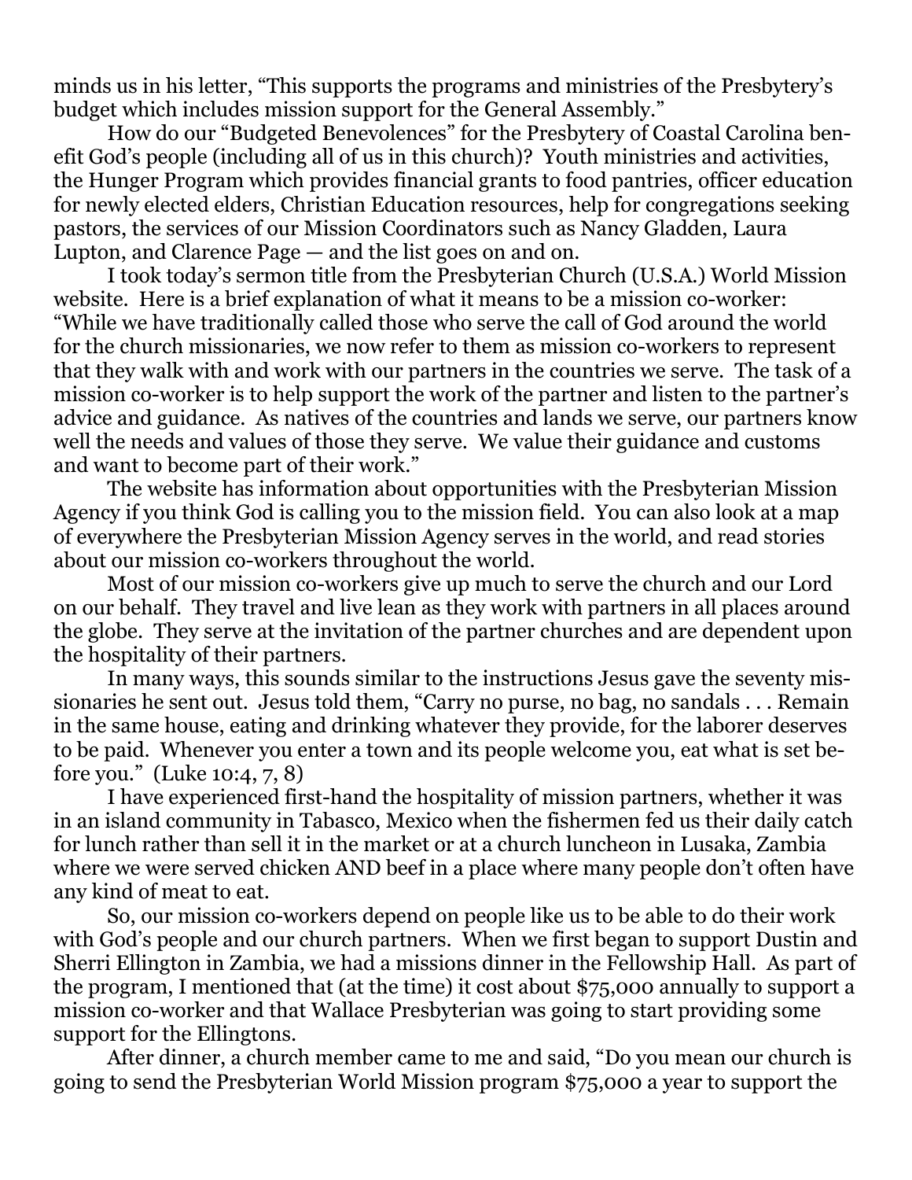minds us in his letter, "This supports the programs and ministries of the Presbytery's budget which includes mission support for the General Assembly."

How do our "Budgeted Benevolences" for the Presbytery of Coastal Carolina benefit God's people (including all of us in this church)? Youth ministries and activities, the Hunger Program which provides financial grants to food pantries, officer education for newly elected elders, Christian Education resources, help for congregations seeking pastors, the services of our Mission Coordinators such as Nancy Gladden, Laura Lupton, and Clarence Page — and the list goes on and on.

I took today's sermon title from the Presbyterian Church (U.S.A.) World Mission website. Here is a brief explanation of what it means to be a mission co-worker: "While we have traditionally called those who serve the call of God around the world for the church missionaries, we now refer to them as mission co-workers to represent that they walk with and work with our partners in the countries we serve. The task of a mission co-worker is to help support the work of the partner and listen to the partner's advice and guidance. As natives of the countries and lands we serve, our partners know well the needs and values of those they serve. We value their guidance and customs and want to become part of their work."

The website has information about opportunities with the Presbyterian Mission Agency if you think God is calling you to the mission field. You can also look at a map of everywhere the Presbyterian Mission Agency serves in the world, and read stories about our mission co-workers throughout the world.

Most of our mission co-workers give up much to serve the church and our Lord on our behalf. They travel and live lean as they work with partners in all places around the globe. They serve at the invitation of the partner churches and are dependent upon the hospitality of their partners.

In many ways, this sounds similar to the instructions Jesus gave the seventy missionaries he sent out. Jesus told them, "Carry no purse, no bag, no sandals . . . Remain in the same house, eating and drinking whatever they provide, for the laborer deserves to be paid. Whenever you enter a town and its people welcome you, eat what is set before you." (Luke 10:4, 7, 8)

I have experienced first-hand the hospitality of mission partners, whether it was in an island community in Tabasco, Mexico when the fishermen fed us their daily catch for lunch rather than sell it in the market or at a church luncheon in Lusaka, Zambia where we were served chicken AND beef in a place where many people don't often have any kind of meat to eat.

So, our mission co-workers depend on people like us to be able to do their work with God's people and our church partners. When we first began to support Dustin and Sherri Ellington in Zambia, we had a missions dinner in the Fellowship Hall. As part of the program, I mentioned that (at the time) it cost about $75,000 annually to support a mission co-worker and that Wallace Presbyterian was going to start providing some support for the Ellingtons.

After dinner, a church member came to me and said, "Do you mean our church is going to send the Presbyterian World Mission program $75,000 a year to support the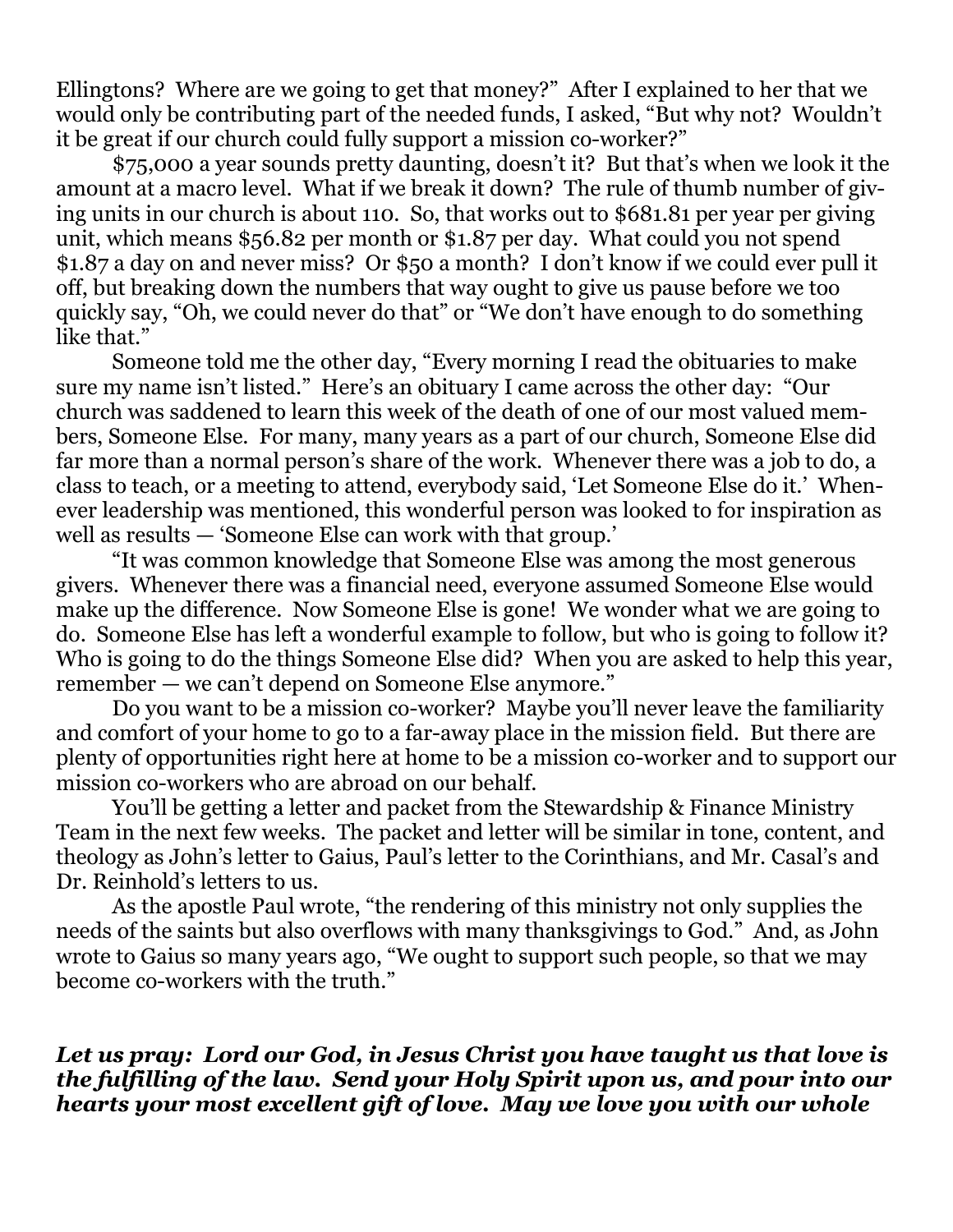Ellingtons? Where are we going to get that money?" After I explained to her that we would only be contributing part of the needed funds, I asked, "But why not? Wouldn't it be great if our church could fully support a mission co-worker?"

$75,000 a year sounds pretty daunting, doesn't it? But that's when we look it the amount at a macro level. What if we break it down? The rule of thumb number of giving units in our church is about 110. So, that works out to $681.81 per year per giving unit, which means $56.82 per month or $1.87 per day. What could you not spend $1.87 a day on and never miss? Or $50 a month? I don't know if we could ever pull it off, but breaking down the numbers that way ought to give us pause before we too quickly say, "Oh, we could never do that" or "We don't have enough to do something like that."

Someone told me the other day, "Every morning I read the obituaries to make sure my name isn't listed." Here's an obituary I came across the other day: "Our church was saddened to learn this week of the death of one of our most valued members, Someone Else. For many, many years as a part of our church, Someone Else did far more than a normal person's share of the work. Whenever there was a job to do, a class to teach, or a meeting to attend, everybody said, 'Let Someone Else do it.' Whenever leadership was mentioned, this wonderful person was looked to for inspiration as well as results — 'Someone Else can work with that group.'

"It was common knowledge that Someone Else was among the most generous givers. Whenever there was a financial need, everyone assumed Someone Else would make up the difference. Now Someone Else is gone! We wonder what we are going to do. Someone Else has left a wonderful example to follow, but who is going to follow it? Who is going to do the things Someone Else did? When you are asked to help this year, remember — we can't depend on Someone Else anymore."

Do you want to be a mission co-worker? Maybe you'll never leave the familiarity and comfort of your home to go to a far-away place in the mission field. But there are plenty of opportunities right here at home to be a mission co-worker and to support our mission co-workers who are abroad on our behalf.

You'll be getting a letter and packet from the Stewardship & Finance Ministry Team in the next few weeks. The packet and letter will be similar in tone, content, and theology as John's letter to Gaius, Paul's letter to the Corinthians, and Mr. Casal's and Dr. Reinhold's letters to us.

As the apostle Paul wrote, "the rendering of this ministry not only supplies the needs of the saints but also overflows with many thanksgivings to God." And, as John wrote to Gaius so many years ago, "We ought to support such people, so that we may become co-workers with the truth."

***Let us pray: Lord our God, in Jesus Christ you have taught us that love is the fulfilling of the law. Send your Holy Spirit upon us, and pour into our hearts your most excellent gift of love. May we love you with our whole***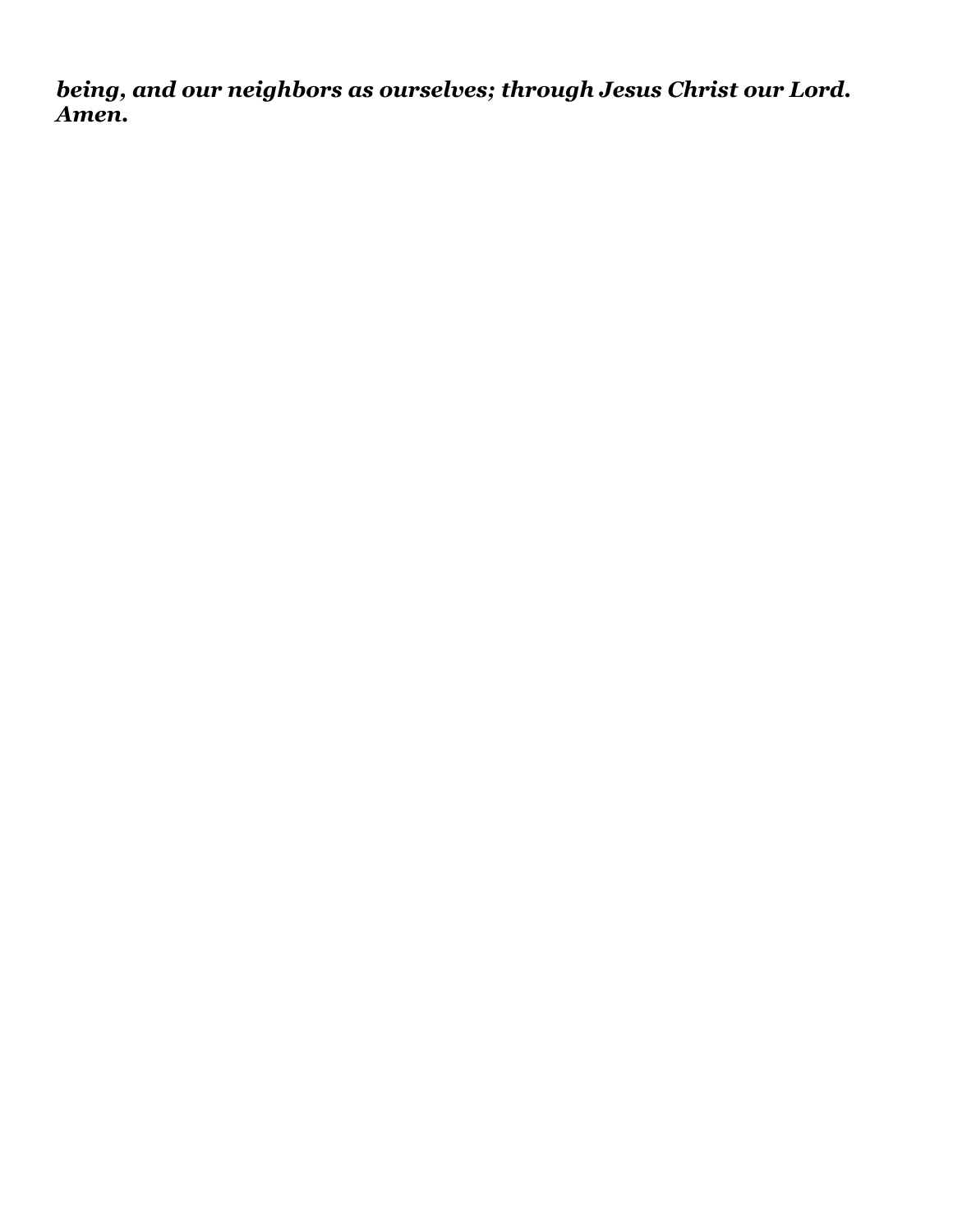***being, and our neighbors as ourselves; through Jesus Christ our Lord. Amen.***